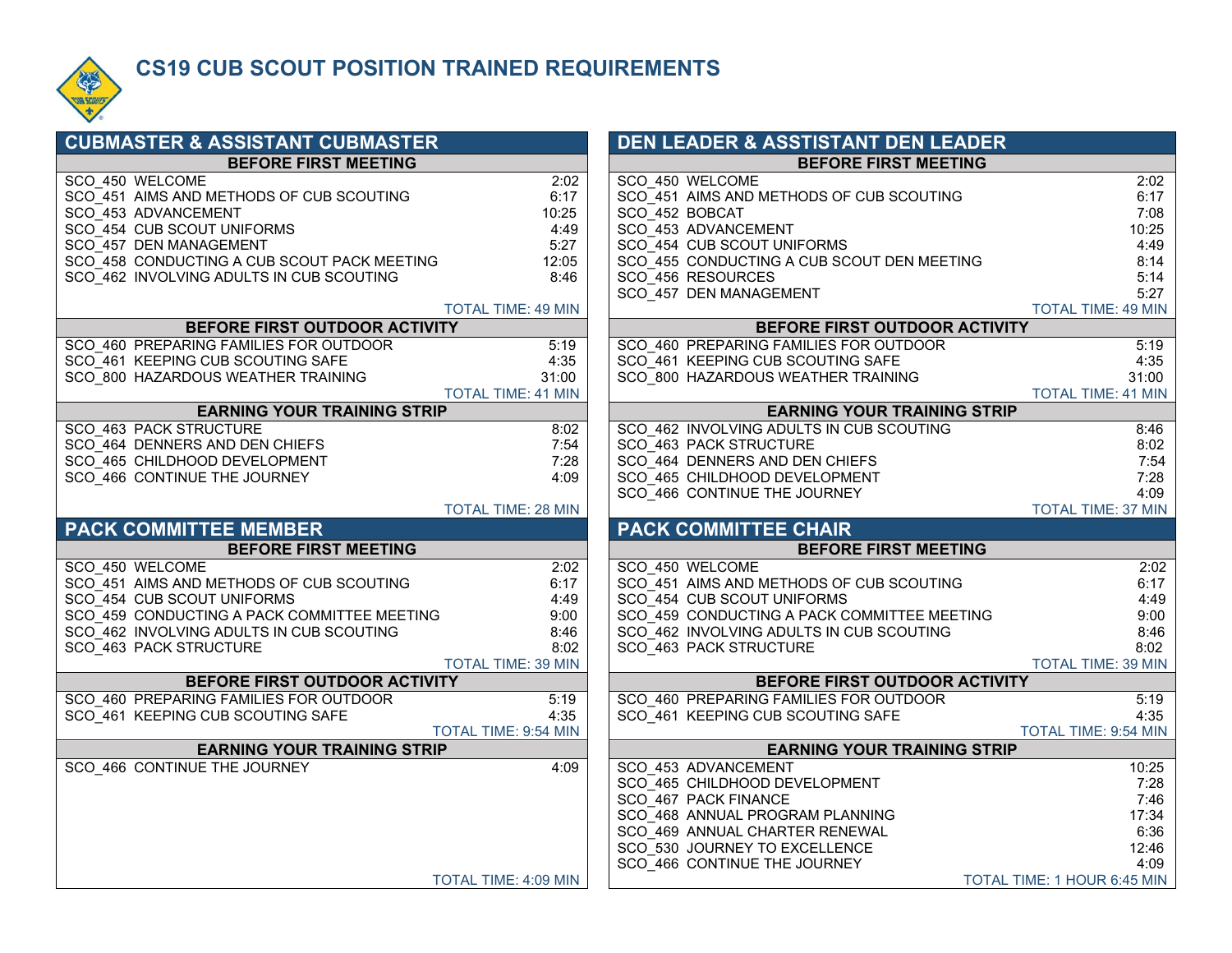# CS19 CUB SCOUT POSITION TRAINED REQUIREMENTS

## CUBMASTER & ASSISTANT CUBMASTER

### BEFORE FIRST MEETING

| Course | Time |
|---|---|
| SCO_450 WELCOME | 2:02 |
| SCO_451 AIMS AND METHODS OF CUB SCOUTING | 6:17 |
| SCO_453 ADVANCEMENT | 10:25 |
| SCO_454 CUB SCOUT UNIFORMS | 4:49 |
| SCO_457 DEN MANAGEMENT | 5:27 |
| SCO_458 CONDUCTING A CUB SCOUT PACK MEETING | 12:05 |
| SCO_462 INVOLVING ADULTS IN CUB SCOUTING | 8:46 |
| | TOTAL TIME: 49 MIN |

### BEFORE FIRST OUTDOOR ACTIVITY

| Course | Time |
|---|---|
| SCO_460 PREPARING FAMILIES FOR OUTDOOR | 5:19 |
| SCO_461 KEEPING CUB SCOUTING SAFE | 4:35 |
| SCO_800 HAZARDOUS WEATHER TRAINING | 31:00 |
| | TOTAL TIME: 41 MIN |

### EARNING YOUR TRAINING STRIP

| Course | Time |
|---|---|
| SCO_463 PACK STRUCTURE | 8:02 |
| SCO_464 DENNERS AND DEN CHIEFS | 7:54 |
| SCO_465 CHILDHOOD DEVELOPMENT | 7:28 |
| SCO_466 CONTINUE THE JOURNEY | 4:09 |
| | TOTAL TIME: 28 MIN |

## DEN LEADER & ASSTISTANT DEN LEADER

### BEFORE FIRST MEETING

| Course | Time |
|---|---|
| SCO_450 WELCOME | 2:02 |
| SCO_451 AIMS AND METHODS OF CUB SCOUTING | 6:17 |
| SCO_452 BOBCAT | 7:08 |
| SCO_453 ADVANCEMENT | 10:25 |
| SCO_454 CUB SCOUT UNIFORMS | 4:49 |
| SCO_455 CONDUCTING A CUB SCOUT DEN MEETING | 8:14 |
| SCO_456 RESOURCES | 5:14 |
| SCO_457 DEN MANAGEMENT | 5:27 |
| | TOTAL TIME: 49 MIN |

### BEFORE FIRST OUTDOOR ACTIVITY

| Course | Time |
|---|---|
| SCO_460 PREPARING FAMILIES FOR OUTDOOR | 5:19 |
| SCO_461 KEEPING CUB SCOUTING SAFE | 4:35 |
| SCO_800 HAZARDOUS WEATHER TRAINING | 31:00 |
| | TOTAL TIME: 41 MIN |

### EARNING YOUR TRAINING STRIP

| Course | Time |
|---|---|
| SCO_462 INVOLVING ADULTS IN CUB SCOUTING | 8:46 |
| SCO_463 PACK STRUCTURE | 8:02 |
| SCO_464 DENNERS AND DEN CHIEFS | 7:54 |
| SCO_465 CHILDHOOD DEVELOPMENT | 7:28 |
| SCO_466 CONTINUE THE JOURNEY | 4:09 |
| | TOTAL TIME: 37 MIN |

## PACK COMMITTEE MEMBER

### BEFORE FIRST MEETING

| Course | Time |
|---|---|
| SCO_450 WELCOME | 2:02 |
| SCO_451 AIMS AND METHODS OF CUB SCOUTING | 6:17 |
| SCO_454 CUB SCOUT UNIFORMS | 4:49 |
| SCO_459 CONDUCTING A PACK COMMITTEE MEETING | 9:00 |
| SCO_462 INVOLVING ADULTS IN CUB SCOUTING | 8:46 |
| SCO_463 PACK STRUCTURE | 8:02 |
| | TOTAL TIME: 39 MIN |

### BEFORE FIRST OUTDOOR ACTIVITY

| Course | Time |
|---|---|
| SCO_460 PREPARING FAMILIES FOR OUTDOOR | 5:19 |
| SCO_461 KEEPING CUB SCOUTING SAFE | 4:35 |
| | TOTAL TIME: 9:54 MIN |

### EARNING YOUR TRAINING STRIP

| Course | Time |
|---|---|
| SCO_466 CONTINUE THE JOURNEY | 4:09 |
| | TOTAL TIME: 4:09 MIN |

## PACK COMMITTEE CHAIR

### BEFORE FIRST MEETING

| Course | Time |
|---|---|
| SCO_450 WELCOME | 2:02 |
| SCO_451 AIMS AND METHODS OF CUB SCOUTING | 6:17 |
| SCO_454 CUB SCOUT UNIFORMS | 4:49 |
| SCO_459 CONDUCTING A PACK COMMITTEE MEETING | 9:00 |
| SCO_462 INVOLVING ADULTS IN CUB SCOUTING | 8:46 |
| SCO_463 PACK STRUCTURE | 8:02 |
| | TOTAL TIME: 39 MIN |

### BEFORE FIRST OUTDOOR ACTIVITY

| Course | Time |
|---|---|
| SCO_460 PREPARING FAMILIES FOR OUTDOOR | 5:19 |
| SCO_461 KEEPING CUB SCOUTING SAFE | 4:35 |
| | TOTAL TIME: 9:54 MIN |

### EARNING YOUR TRAINING STRIP

| Course | Time |
|---|---|
| SCO_453 ADVANCEMENT | 10:25 |
| SCO_465 CHILDHOOD DEVELOPMENT | 7:28 |
| SCO_467 PACK FINANCE | 7:46 |
| SCO_468 ANNUAL PROGRAM PLANNING | 17:34 |
| SCO_469 ANNUAL CHARTER RENEWAL | 6:36 |
| SCO_530 JOURNEY TO EXCELLENCE | 12:46 |
| SCO_466 CONTINUE THE JOURNEY | 4:09 |
| | TOTAL TIME: 1 HOUR 6:45 MIN |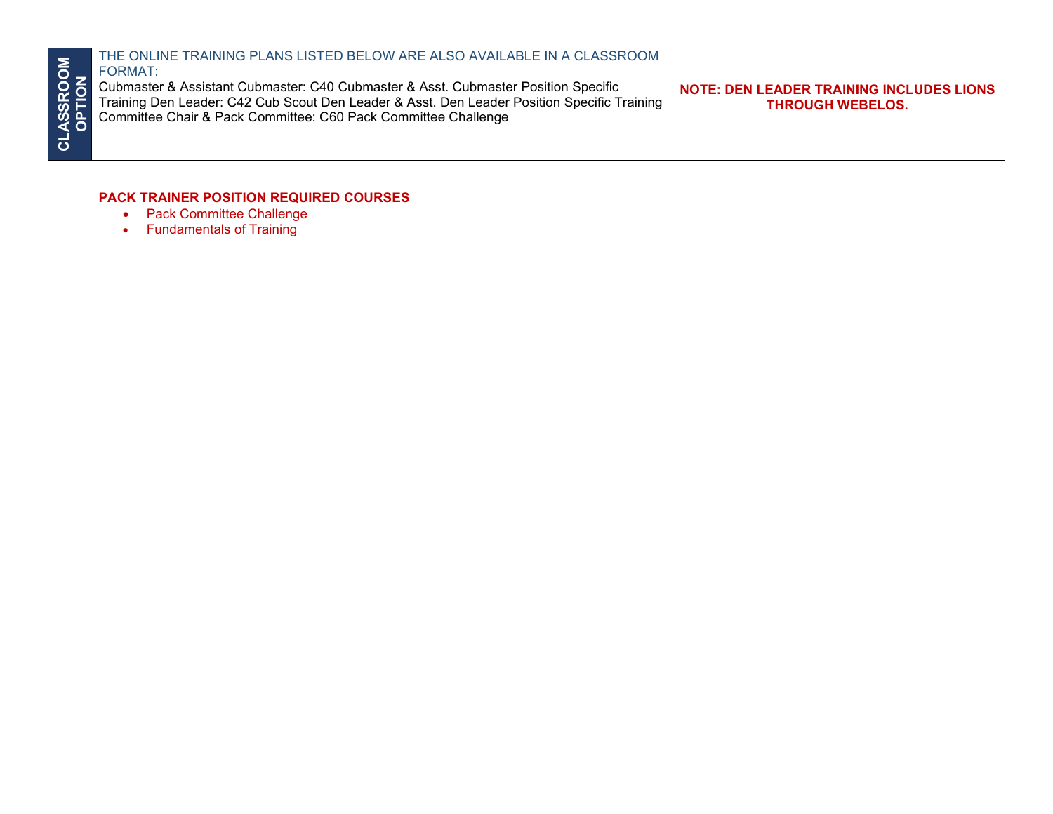| CLASSROOM OPTION | THE ONLINE TRAINING PLANS LISTED BELOW ARE ALSO AVAILABLE IN A CLASSROOM FORMAT:<br>Cubmaster & Assistant Cubmaster: C40 Cubmaster & Asst. Cubmaster Position Specific Training Den Leader: C42 Cub Scout Den Leader & Asst. Den Leader Position Specific Training Committee Chair & Pack Committee: C60 Pack Committee Challenge | **NOTE: DEN LEADER TRAINING INCLUDES LIONS THROUGH WEBELOS.** |
|---|---|---|

**PACK TRAINER POSITION REQUIRED COURSES**

- Pack Committee Challenge
- Fundamentals of Training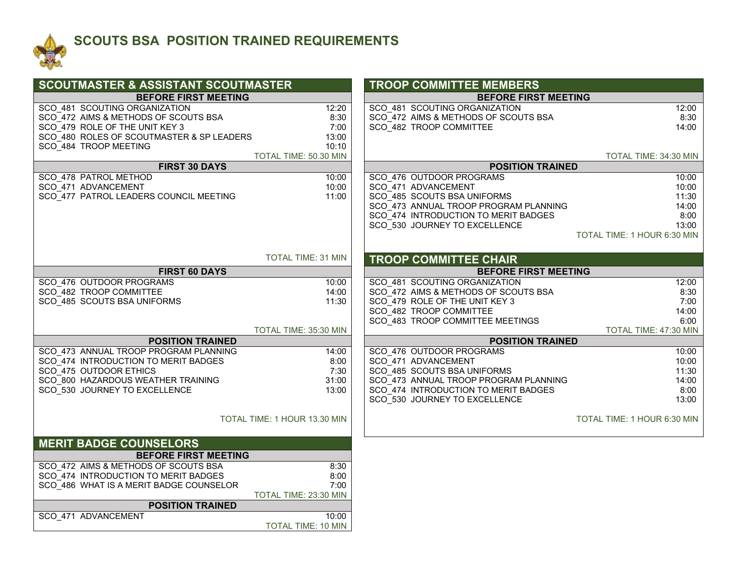# SCOUTS BSA POSITION TRAINED REQUIREMENTS

## SCOUTMASTER & ASSISTANT SCOUTMASTER

| BEFORE FIRST MEETING | |
|---|---|
| SCO_481 SCOUTING ORGANIZATION | 12:20 |
| SCO_472 AIMS & METHODS OF SCOUTS BSA | 8:30 |
| SCO_479 ROLE OF THE UNIT KEY 3 | 7:00 |
| SCO_480 ROLES OF SCOUTMASTER & SP LEADERS | 13:00 |
| SCO_484 TROOP MEETING | 10:10 |
| | TOTAL TIME: 50.30 MIN |

| FIRST 30 DAYS | |
|---|---|
| SCO_478 PATROL METHOD | 10:00 |
| SCO_471 ADVANCEMENT | 10:00 |
| SCO_477 PATROL LEADERS COUNCIL MEETING | 11:00 |
| | TOTAL TIME: 31 MIN |

| FIRST 60 DAYS | |
|---|---|
| SCO_476 OUTDOOR PROGRAMS | 10:00 |
| SCO_482 TROOP COMMITTEE | 14:00 |
| SCO_485 SCOUTS BSA UNIFORMS | 11:30 |
| | TOTAL TIME: 35:30 MIN |

| POSITION TRAINED | |
|---|---|
| SCO_473 ANNUAL TROOP PROGRAM PLANNING | 14:00 |
| SCO_474 INTRODUCTION TO MERIT BADGES | 8:00 |
| SCO_475 OUTDOOR ETHICS | 7:30 |
| SCO_800 HAZARDOUS WEATHER TRAINING | 31:00 |
| SCO_530 JOURNEY TO EXCELLENCE | 13:00 |
| | TOTAL TIME: 1 HOUR 13.30 MIN |

## MERIT BADGE COUNSELORS

| BEFORE FIRST MEETING | |
|---|---|
| SCO_472 AIMS & METHODS OF SCOUTS BSA | 8:30 |
| SCO_474 INTRODUCTION TO MERIT BADGES | 8:00 |
| SCO_486 WHAT IS A MERIT BADGE COUNSELOR | 7:00 |
| | TOTAL TIME: 23:30 MIN |

| POSITION TRAINED | |
|---|---|
| SCO_471 ADVANCEMENT | 10:00 |
| | TOTAL TIME: 10 MIN |

## TROOP COMMITTEE MEMBERS

| BEFORE FIRST MEETING | |
|---|---|
| SCO_481 SCOUTING ORGANIZATION | 12:00 |
| SCO_472 AIMS & METHODS OF SCOUTS BSA | 8:30 |
| SCO_482 TROOP COMMITTEE | 14:00 |
| | TOTAL TIME: 34:30 MIN |

| POSITION TRAINED | |
|---|---|
| SCO_476 OUTDOOR PROGRAMS | 10:00 |
| SCO_471 ADVANCEMENT | 10:00 |
| SCO_485 SCOUTS BSA UNIFORMS | 11:30 |
| SCO_473 ANNUAL TROOP PROGRAM PLANNING | 14:00 |
| SCO_474 INTRODUCTION TO MERIT BADGES | 8:00 |
| SCO_530 JOURNEY TO EXCELLENCE | 13:00 |
| | TOTAL TIME: 1 HOUR 6:30 MIN |

## TROOP COMMITTEE CHAIR

| BEFORE FIRST MEETING | |
|---|---|
| SCO_481 SCOUTING ORGANIZATION | 12:00 |
| SCO_472 AIMS & METHODS OF SCOUTS BSA | 8:30 |
| SCO_479 ROLE OF THE UNIT KEY 3 | 7:00 |
| SCO_482 TROOP COMMITTEE | 14:00 |
| SCO_483 TROOP COMMITTEE MEETINGS | 6:00 |
| | TOTAL TIME: 47:30 MIN |

| POSITION TRAINED | |
|---|---|
| SCO_476 OUTDOOR PROGRAMS | 10:00 |
| SCO_471 ADVANCEMENT | 10:00 |
| SCO_485 SCOUTS BSA UNIFORMS | 11:30 |
| SCO_473 ANNUAL TROOP PROGRAM PLANNING | 14:00 |
| SCO_474 INTRODUCTION TO MERIT BADGES | 8:00 |
| SCO_530 JOURNEY TO EXCELLENCE | 13:00 |
| | TOTAL TIME: 1 HOUR 6:30 MIN |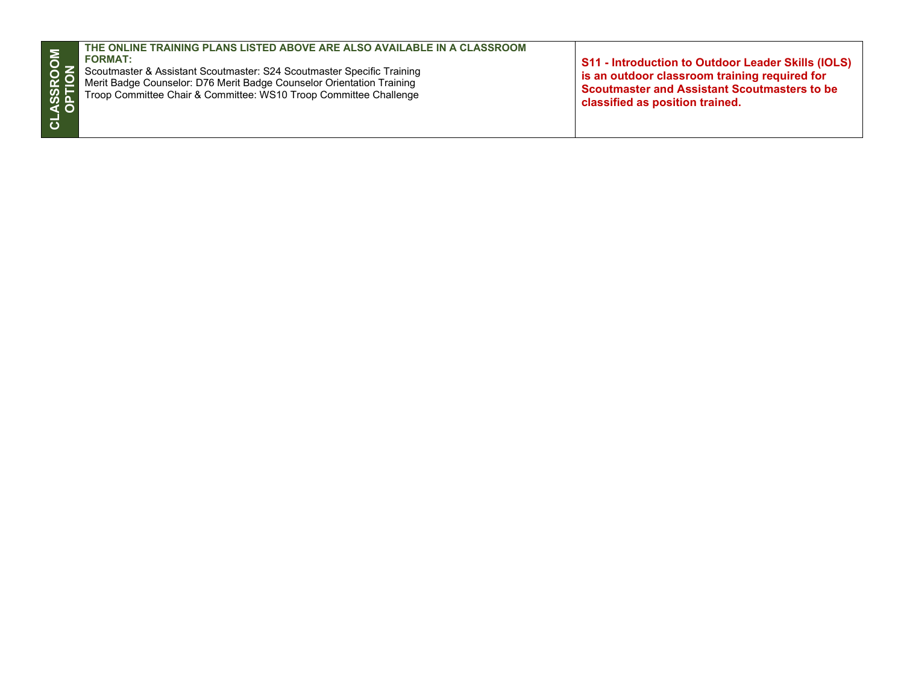| CLASSROOM OPTION | **THE ONLINE TRAINING PLANS LISTED ABOVE ARE ALSO AVAILABLE IN A CLASSROOM FORMAT:**<br>Scoutmaster & Assistant Scoutmaster: S24 Scoutmaster Specific Training<br>Merit Badge Counselor: D76 Merit Badge Counselor Orientation Training<br>Troop Committee Chair & Committee: WS10 Troop Committee Challenge | **S11 - Introduction to Outdoor Leader Skills (IOLS) is an outdoor classroom training required for Scoutmaster and Assistant Scoutmasters to be classified as position trained.** |
|---|---|---|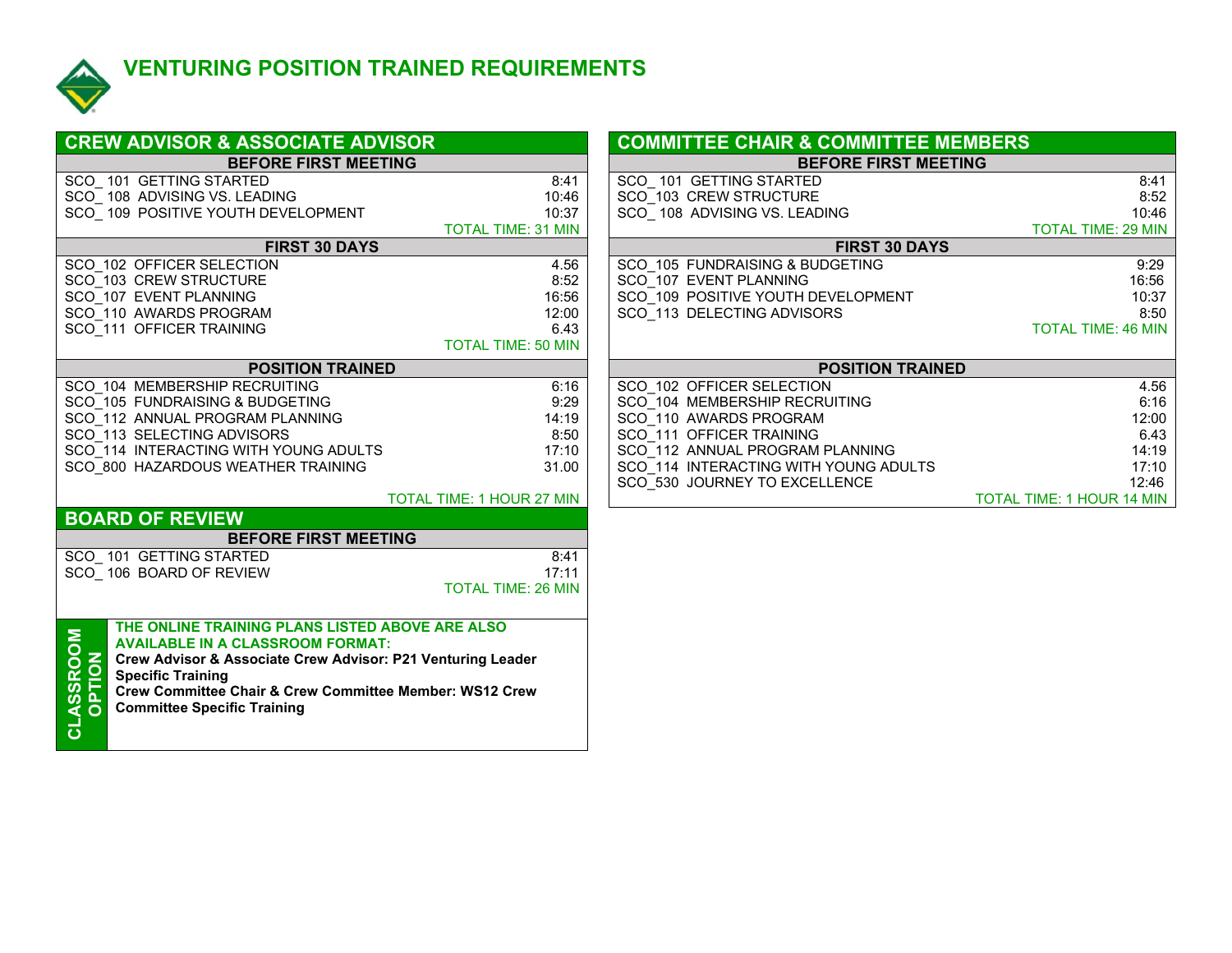# VENTURING POSITION TRAINED REQUIREMENTS

## CREW ADVISOR & ASSOCIATE ADVISOR

| BEFORE FIRST MEETING | |
|---|---|
| SCO_ 101 GETTING STARTED | 8:41 |
| SCO_ 108 ADVISING VS. LEADING | 10:46 |
| SCO_ 109 POSITIVE YOUTH DEVELOPMENT | 10:37 |
| | TOTAL TIME: 31 MIN |

| FIRST 30 DAYS | |
|---|---|
| SCO_102 OFFICER SELECTION | 4.56 |
| SCO_103 CREW STRUCTURE | 8:52 |
| SCO_107 EVENT PLANNING | 16:56 |
| SCO_110 AWARDS PROGRAM | 12:00 |
| SCO_111 OFFICER TRAINING | 6.43 |
| | TOTAL TIME: 50 MIN |

| POSITION TRAINED | |
|---|---|
| SCO_104 MEMBERSHIP RECRUITING | 6:16 |
| SCO_105 FUNDRAISING & BUDGETING | 9:29 |
| SCO_112 ANNUAL PROGRAM PLANNING | 14:19 |
| SCO_113 SELECTING ADVISORS | 8:50 |
| SCO_114 INTERACTING WITH YOUNG ADULTS | 17:10 |
| SCO_800 HAZARDOUS WEATHER TRAINING | 31.00 |
| | TOTAL TIME: 1 HOUR 27 MIN |

## BOARD OF REVIEW

| BEFORE FIRST MEETING | |
|---|---|
| SCO_ 101 GETTING STARTED | 8:41 |
| SCO_ 106 BOARD OF REVIEW | 17:11 |
| | TOTAL TIME: 26 MIN |

**CLASSROOM OPTION**

**THE ONLINE TRAINING PLANS LISTED ABOVE ARE ALSO AVAILABLE IN A CLASSROOM FORMAT:**

**Crew Advisor & Associate Crew Advisor: P21 Venturing Leader Specific Training**

**Crew Committee Chair & Crew Committee Member: WS12 Crew Committee Specific Training**

## COMMITTEE CHAIR & COMMITTEE MEMBERS

| BEFORE FIRST MEETING | |
|---|---|
| SCO_ 101 GETTING STARTED | 8:41 |
| SCO_103 CREW STRUCTURE | 8:52 |
| SCO_ 108 ADVISING VS. LEADING | 10:46 |
| | TOTAL TIME: 29 MIN |

| FIRST 30 DAYS | |
|---|---|
| SCO_105 FUNDRAISING & BUDGETING | 9:29 |
| SCO_107 EVENT PLANNING | 16:56 |
| SCO_109 POSITIVE YOUTH DEVELOPMENT | 10:37 |
| SCO_113 DELECTING ADVISORS | 8:50 |
| | TOTAL TIME: 46 MIN |

| POSITION TRAINED | |
|---|---|
| SCO_102 OFFICER SELECTION | 4.56 |
| SCO_104 MEMBERSHIP RECRUITING | 6:16 |
| SCO_110 AWARDS PROGRAM | 12:00 |
| SCO_111 OFFICER TRAINING | 6.43 |
| SCO_112 ANNUAL PROGRAM PLANNING | 14:19 |
| SCO_114 INTERACTING WITH YOUNG ADULTS | 17:10 |
| SCO_530 JOURNEY TO EXCELLENCE | 12:46 |
| | TOTAL TIME: 1 HOUR 14 MIN |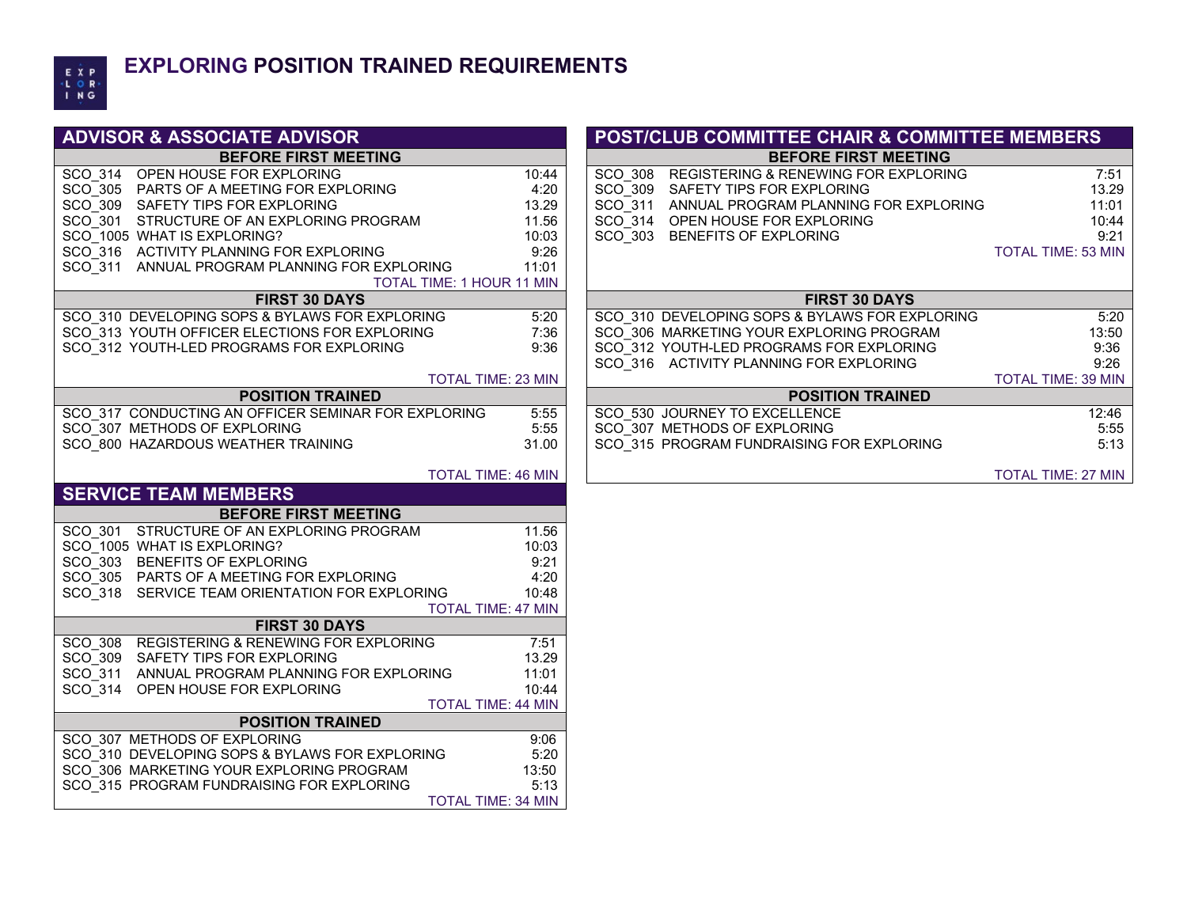# EXPLORING POSITION TRAINED REQUIREMENTS

## ADVISOR & ASSOCIATE ADVISOR

| BEFORE FIRST MEETING | |
|---|---|
| SCO_314 OPEN HOUSE FOR EXPLORING | 10:44 |
| SCO_305 PARTS OF A MEETING FOR EXPLORING | 4:20 |
| SCO_309 SAFETY TIPS FOR EXPLORING | 13.29 |
| SCO_301 STRUCTURE OF AN EXPLORING PROGRAM | 11.56 |
| SCO_1005 WHAT IS EXPLORING? | 10:03 |
| SCO_316 ACTIVITY PLANNING FOR EXPLORING | 9:26 |
| SCO_311 ANNUAL PROGRAM PLANNING FOR EXPLORING | 11:01 |
| | TOTAL TIME: 1 HOUR 11 MIN |

| FIRST 30 DAYS | |
|---|---|
| SCO_310 DEVELOPING SOPS & BYLAWS FOR EXPLORING | 5:20 |
| SCO_313 YOUTH OFFICER ELECTIONS FOR EXPLORING | 7:36 |
| SCO_312 YOUTH-LED PROGRAMS FOR EXPLORING | 9:36 |
| | TOTAL TIME: 23 MIN |

| POSITION TRAINED | |
|---|---|
| SCO_317 CONDUCTING AN OFFICER SEMINAR FOR EXPLORING | 5:55 |
| SCO_307 METHODS OF EXPLORING | 5:55 |
| SCO_800 HAZARDOUS WEATHER TRAINING | 31.00 |
| | TOTAL TIME: 46 MIN |

## SERVICE TEAM MEMBERS

| BEFORE FIRST MEETING | |
|---|---|
| SCO_301 STRUCTURE OF AN EXPLORING PROGRAM | 11.56 |
| SCO_1005 WHAT IS EXPLORING? | 10:03 |
| SCO_303 BENEFITS OF EXPLORING | 9:21 |
| SCO_305 PARTS OF A MEETING FOR EXPLORING | 4:20 |
| SCO_318 SERVICE TEAM ORIENTATION FOR EXPLORING | 10:48 |
| | TOTAL TIME: 47 MIN |

| FIRST 30 DAYS | |
|---|---|
| SCO_308 REGISTERING & RENEWING FOR EXPLORING | 7:51 |
| SCO_309 SAFETY TIPS FOR EXPLORING | 13.29 |
| SCO_311 ANNUAL PROGRAM PLANNING FOR EXPLORING | 11:01 |
| SCO_314 OPEN HOUSE FOR EXPLORING | 10:44 |
| | TOTAL TIME: 44 MIN |

| POSITION TRAINED | |
|---|---|
| SCO_307 METHODS OF EXPLORING | 9:06 |
| SCO_310 DEVELOPING SOPS & BYLAWS FOR EXPLORING | 5:20 |
| SCO_306 MARKETING YOUR EXPLORING PROGRAM | 13:50 |
| SCO_315 PROGRAM FUNDRAISING FOR EXPLORING | 5:13 |
| | TOTAL TIME: 34 MIN |

## POST/CLUB COMMITTEE CHAIR & COMMITTEE MEMBERS

| BEFORE FIRST MEETING | |
|---|---|
| SCO_308 REGISTERING & RENEWING FOR EXPLORING | 7:51 |
| SCO_309 SAFETY TIPS FOR EXPLORING | 13.29 |
| SCO_311 ANNUAL PROGRAM PLANNING FOR EXPLORING | 11:01 |
| SCO_314 OPEN HOUSE FOR EXPLORING | 10:44 |
| SCO_303 BENEFITS OF EXPLORING | 9:21 |
| | TOTAL TIME: 53 MIN |

| FIRST 30 DAYS | |
|---|---|
| SCO_310 DEVELOPING SOPS & BYLAWS FOR EXPLORING | 5:20 |
| SCO_306 MARKETING YOUR EXPLORING PROGRAM | 13:50 |
| SCO_312 YOUTH-LED PROGRAMS FOR EXPLORING | 9:36 |
| SCO_316 ACTIVITY PLANNING FOR EXPLORING | 9:26 |
| | TOTAL TIME: 39 MIN |

| POSITION TRAINED | |
|---|---|
| SCO_530 JOURNEY TO EXCELLENCE | 12:46 |
| SCO_307 METHODS OF EXPLORING | 5:55 |
| SCO_315 PROGRAM FUNDRAISING FOR EXPLORING | 5:13 |
| | TOTAL TIME: 27 MIN |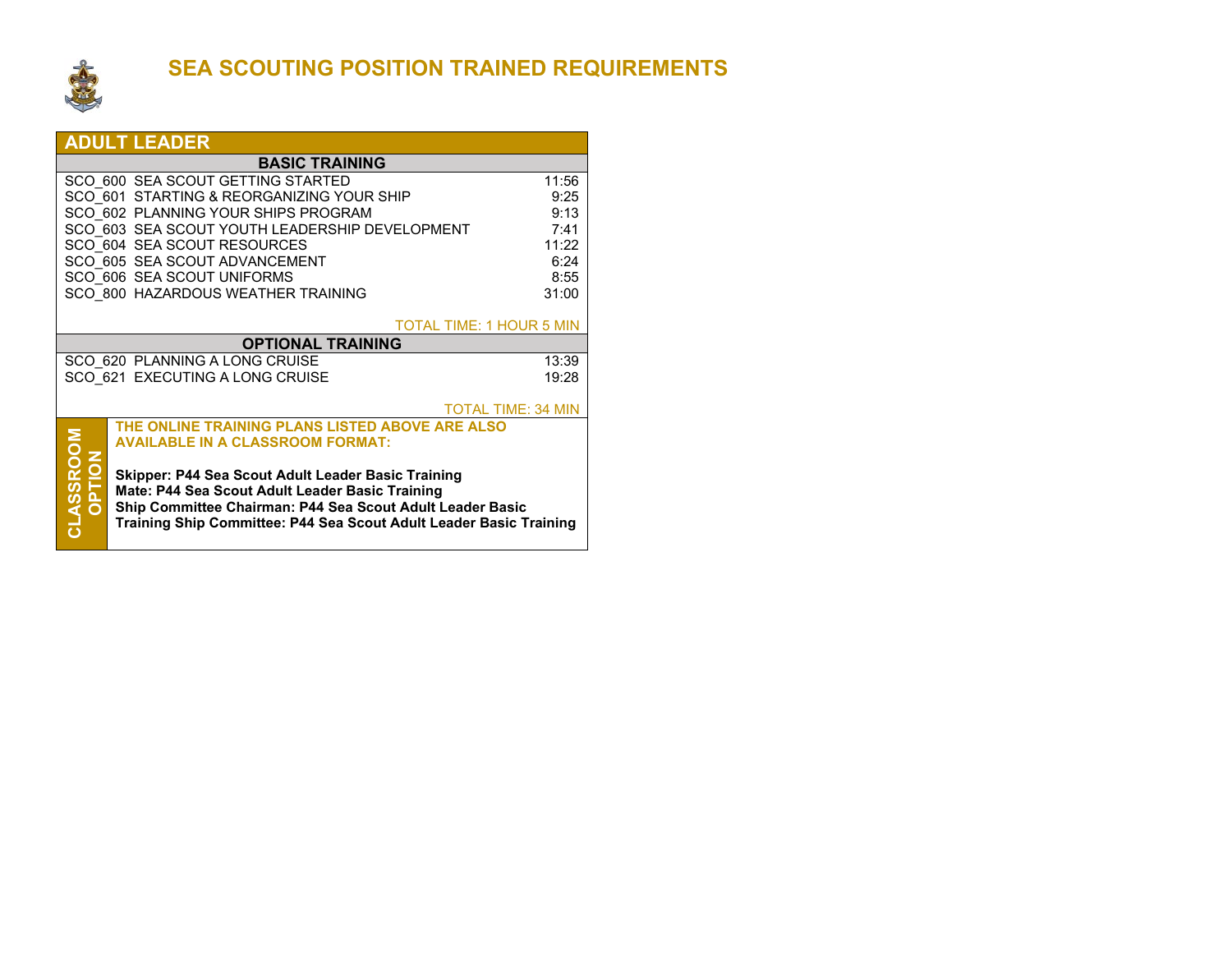# SEA SCOUTING POSITION TRAINED REQUIREMENTS

## ADULT LEADER

| BASIC TRAINING | |
|---|---|
| SCO_600 SEA SCOUT GETTING STARTED | 11:56 |
| SCO_601 STARTING & REORGANIZING YOUR SHIP | 9:25 |
| SCO_602 PLANNING YOUR SHIPS PROGRAM | 9:13 |
| SCO_603 SEA SCOUT YOUTH LEADERSHIP DEVELOPMENT | 7:41 |
| SCO_604 SEA SCOUT RESOURCES | 11:22 |
| SCO_605 SEA SCOUT ADVANCEMENT | 6:24 |
| SCO_606 SEA SCOUT UNIFORMS | 8:55 |
| SCO_800 HAZARDOUS WEATHER TRAINING | 31:00 |
| | TOTAL TIME: 1 HOUR 5 MIN |

| OPTIONAL TRAINING | |
|---|---|
| SCO_620 PLANNING A LONG CRUISE | 13:39 |
| SCO_621 EXECUTING A LONG CRUISE | 19:28 |
| | TOTAL TIME: 34 MIN |

**CLASSROOM OPTION**

**THE ONLINE TRAINING PLANS LISTED ABOVE ARE ALSO AVAILABLE IN A CLASSROOM FORMAT:**

**Skipper: P44 Sea Scout Adult Leader Basic Training**
**Mate: P44 Sea Scout Adult Leader Basic Training**
**Ship Committee Chairman: P44 Sea Scout Adult Leader Basic Training**
**Ship Committee: P44 Sea Scout Adult Leader Basic Training**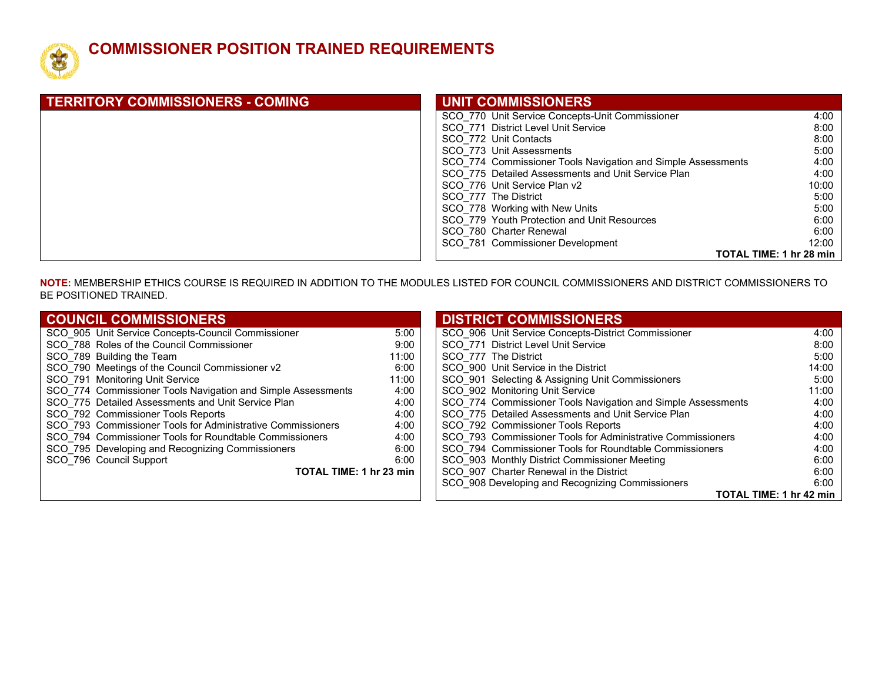# COMMISSIONER POSITION TRAINED REQUIREMENTS

## TERRITORY COMMISSIONERS - COMING

## UNIT COMMISSIONERS

| Module | Time |
|---|---|
| SCO_770 Unit Service Concepts-Unit Commissioner | 4:00 |
| SCO_771 District Level Unit Service | 8:00 |
| SCO_772 Unit Contacts | 8:00 |
| SCO_773 Unit Assessments | 5:00 |
| SCO_774 Commissioner Tools Navigation and Simple Assessments | 4:00 |
| SCO_775 Detailed Assessments and Unit Service Plan | 4:00 |
| SCO_776 Unit Service Plan v2 | 10:00 |
| SCO_777 The District | 5:00 |
| SCO_778 Working with New Units | 5:00 |
| SCO_779 Youth Protection and Unit Resources | 6:00 |
| SCO_780 Charter Renewal | 6:00 |
| SCO_781 Commissioner Development | 12:00 |
| **TOTAL TIME: 1 hr 28 min** | |

**NOTE:** MEMBERSHIP ETHICS COURSE IS REQUIRED IN ADDITION TO THE MODULES LISTED FOR COUNCIL COMMISSIONERS AND DISTRICT COMMISSIONERS TO BE POSITIONED TRAINED.

## COUNCIL COMMISSIONERS

| Module | Time |
|---|---|
| SCO_905 Unit Service Concepts-Council Commissioner | 5:00 |
| SCO_788 Roles of the Council Commissioner | 9:00 |
| SCO_789 Building the Team | 11:00 |
| SCO_790 Meetings of the Council Commissioner v2 | 6:00 |
| SCO_791 Monitoring Unit Service | 11:00 |
| SCO_774 Commissioner Tools Navigation and Simple Assessments | 4:00 |
| SCO_775 Detailed Assessments and Unit Service Plan | 4:00 |
| SCO_792 Commissioner Tools Reports | 4:00 |
| SCO_793 Commissioner Tools for Administrative Commissioners | 4:00 |
| SCO_794 Commissioner Tools for Roundtable Commissioners | 4:00 |
| SCO_795 Developing and Recognizing Commissioners | 6:00 |
| SCO_796 Council Support | 6:00 |
| **TOTAL TIME: 1 hr 23 min** | |

## DISTRICT COMMISSIONERS

| Module | Time |
|---|---|
| SCO_906 Unit Service Concepts-District Commissioner | 4:00 |
| SCO_771 District Level Unit Service | 8:00 |
| SCO_777 The District | 5:00 |
| SCO_900 Unit Service in the District | 14:00 |
| SCO_901 Selecting & Assigning Unit Commissioners | 5:00 |
| SCO_902 Monitoring Unit Service | 11:00 |
| SCO_774 Commissioner Tools Navigation and Simple Assessments | 4:00 |
| SCO_775 Detailed Assessments and Unit Service Plan | 4:00 |
| SCO_792 Commissioner Tools Reports | 4:00 |
| SCO_793 Commissioner Tools for Administrative Commissioners | 4:00 |
| SCO_794 Commissioner Tools for Roundtable Commissioners | 4:00 |
| SCO_903 Monthly District Commissioner Meeting | 6:00 |
| SCO_907 Charter Renewal in the District | 6:00 |
| SCO_908 Developing and Recognizing Commissioners | 6:00 |
| **TOTAL TIME: 1 hr 42 min** | |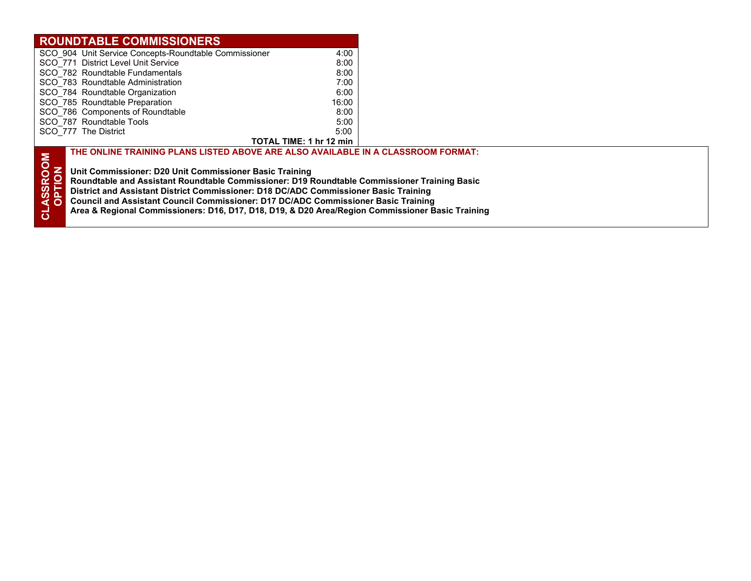## ROUNDTABLE COMMISSIONERS

| Course | Time |
|---|---|
| SCO_904 Unit Service Concepts-Roundtable Commissioner | 4:00 |
| SCO_771 District Level Unit Service | 8:00 |
| SCO_782 Roundtable Fundamentals | 8:00 |
| SCO_783 Roundtable Administration | 7:00 |
| SCO_784 Roundtable Organization | 6:00 |
| SCO_785 Roundtable Preparation | 16:00 |
| SCO_786 Components of Roundtable | 8:00 |
| SCO_787 Roundtable Tools | 5:00 |
| SCO_777 The District | 5:00 |
| **TOTAL TIME: 1 hr 12 min** | |

### CLASSROOM OPTION

**THE ONLINE TRAINING PLANS LISTED ABOVE ARE ALSO AVAILABLE IN A CLASSROOM FORMAT:**

**Unit Commissioner: D20 Unit Commissioner Basic Training**
**Roundtable and Assistant Roundtable Commissioner: D19 Roundtable Commissioner Training Basic**
**District and Assistant District Commissioner: D18 DC/ADC Commissioner Basic Training**
**Council and Assistant Council Commissioner: D17 DC/ADC Commissioner Basic Training**
**Area & Regional Commissioners: D16, D17, D18, D19, & D20 Area/Region Commissioner Basic Training**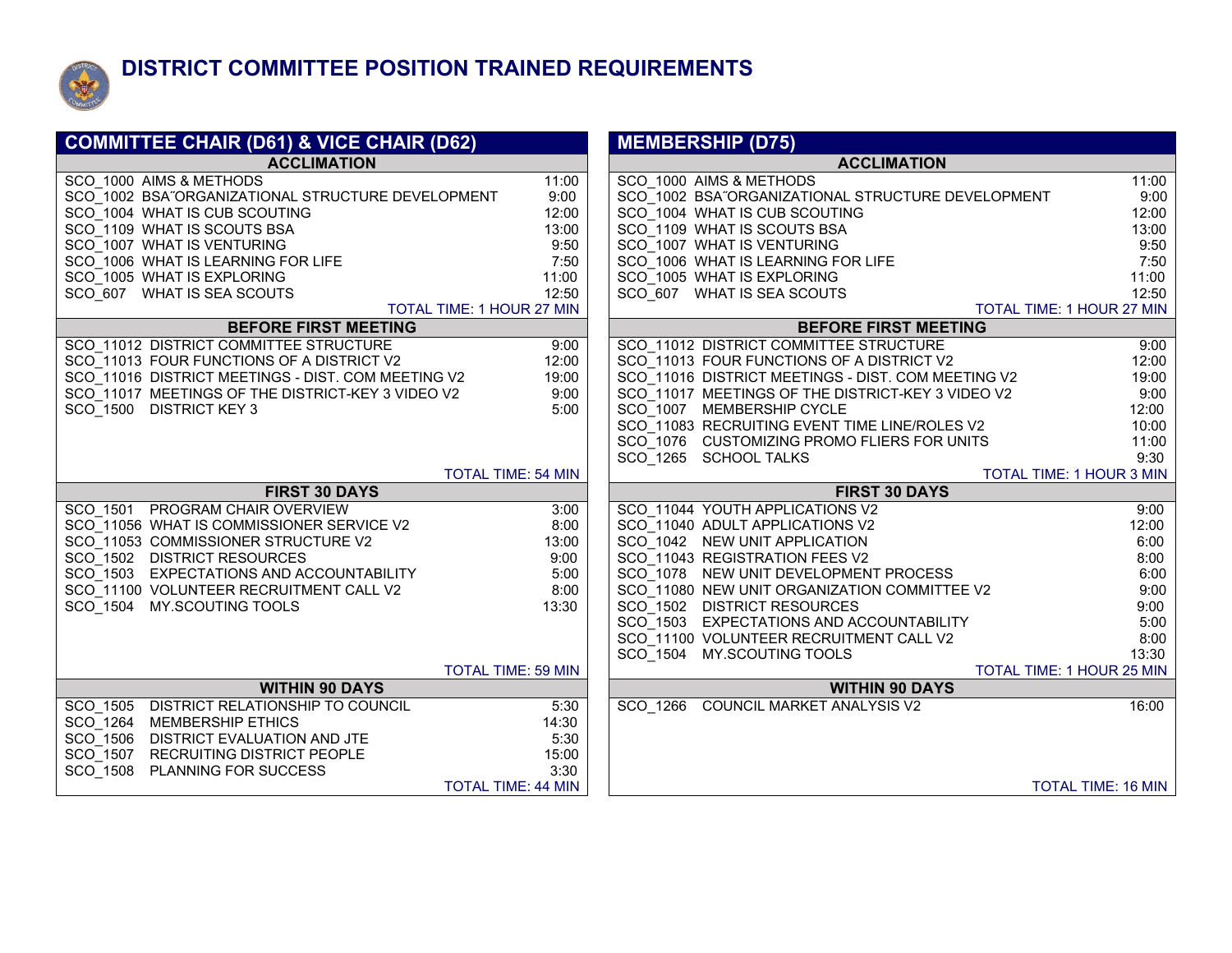# DISTRICT COMMITTEE POSITION TRAINED REQUIREMENTS

## COMMITTEE CHAIR (D61) & VICE CHAIR (D62)

| ACCLIMATION | |
|---|---|
| SCO_1000 AIMS & METHODS | 11:00 |
| SCO_1002 BSA˝ORGANIZATIONAL STRUCTURE DEVELOPMENT | 9:00 |
| SCO_1004 WHAT IS CUB SCOUTING | 12:00 |
| SCO_1109 WHAT IS SCOUTS BSA | 13:00 |
| SCO_1007 WHAT IS VENTURING | 9:50 |
| SCO_1006 WHAT IS LEARNING FOR LIFE | 7:50 |
| SCO_1005 WHAT IS EXPLORING | 11:00 |
| SCO_607 WHAT IS SEA SCOUTS | 12:50 |
| | TOTAL TIME: 1 HOUR 27 MIN |
| **BEFORE FIRST MEETING** | |
| SCO_11012 DISTRICT COMMITTEE STRUCTURE | 9:00 |
| SCO_11013 FOUR FUNCTIONS OF A DISTRICT V2 | 12:00 |
| SCO_11016 DISTRICT MEETINGS - DIST. COM MEETING V2 | 19:00 |
| SCO_11017 MEETINGS OF THE DISTRICT-KEY 3 VIDEO V2 | 9:00 |
| SCO_1500 DISTRICT KEY 3 | 5:00 |
| | TOTAL TIME: 54 MIN |
| **FIRST 30 DAYS** | |
| SCO_1501 PROGRAM CHAIR OVERVIEW | 3:00 |
| SCO_11056 WHAT IS COMMISSIONER SERVICE V2 | 8:00 |
| SCO_11053 COMMISSIONER STRUCTURE V2 | 13:00 |
| SCO_1502 DISTRICT RESOURCES | 9:00 |
| SCO_1503 EXPECTATIONS AND ACCOUNTABILITY | 5:00 |
| SCO_11100 VOLUNTEER RECRUITMENT CALL V2 | 8:00 |
| SCO_1504 MY.SCOUTING TOOLS | 13:30 |
| | TOTAL TIME: 59 MIN |
| **WITHIN 90 DAYS** | |
| SCO_1505 DISTRICT RELATIONSHIP TO COUNCIL | 5:30 |
| SCO_1264 MEMBERSHIP ETHICS | 14:30 |
| SCO_1506 DISTRICT EVALUATION AND JTE | 5:30 |
| SCO_1507 RECRUITING DISTRICT PEOPLE | 15:00 |
| SCO_1508 PLANNING FOR SUCCESS | 3:30 |
| | TOTAL TIME: 44 MIN |

## MEMBERSHIP (D75)

| ACCLIMATION | |
|---|---|
| SCO_1000 AIMS & METHODS | 11:00 |
| SCO_1002 BSA˝ORGANIZATIONAL STRUCTURE DEVELOPMENT | 9:00 |
| SCO_1004 WHAT IS CUB SCOUTING | 12:00 |
| SCO_1109 WHAT IS SCOUTS BSA | 13:00 |
| SCO_1007 WHAT IS VENTURING | 9:50 |
| SCO_1006 WHAT IS LEARNING FOR LIFE | 7:50 |
| SCO_1005 WHAT IS EXPLORING | 11:00 |
| SCO_607 WHAT IS SEA SCOUTS | 12:50 |
| | TOTAL TIME: 1 HOUR 27 MIN |
| **BEFORE FIRST MEETING** | |
| SCO_11012 DISTRICT COMMITTEE STRUCTURE | 9:00 |
| SCO_11013 FOUR FUNCTIONS OF A DISTRICT V2 | 12:00 |
| SCO_11016 DISTRICT MEETINGS - DIST. COM MEETING V2 | 19:00 |
| SCO_11017 MEETINGS OF THE DISTRICT-KEY 3 VIDEO V2 | 9:00 |
| SCO_1007 MEMBERSHIP CYCLE | 12:00 |
| SCO_11083 RECRUITING EVENT TIME LINE/ROLES V2 | 10:00 |
| SCO_1076 CUSTOMIZING PROMO FLIERS FOR UNITS | 11:00 |
| SCO_1265 SCHOOL TALKS | 9:30 |
| | TOTAL TIME: 1 HOUR 3 MIN |
| **FIRST 30 DAYS** | |
| SCO_11044 YOUTH APPLICATIONS V2 | 9:00 |
| SCO_11040 ADULT APPLICATIONS V2 | 12:00 |
| SCO_1042 NEW UNIT APPLICATION | 6:00 |
| SCO_11043 REGISTRATION FEES V2 | 8:00 |
| SCO_1078 NEW UNIT DEVELOPMENT PROCESS | 6:00 |
| SCO_11080 NEW UNIT ORGANIZATION COMMITTEE V2 | 9:00 |
| SCO_1502 DISTRICT RESOURCES | 9:00 |
| SCO_1503 EXPECTATIONS AND ACCOUNTABILITY | 5:00 |
| SCO_11100 VOLUNTEER RECRUITMENT CALL V2 | 8:00 |
| SCO_1504 MY.SCOUTING TOOLS | 13:30 |
| | TOTAL TIME: 1 HOUR 25 MIN |
| **WITHIN 90 DAYS** | |
| SCO_1266 COUNCIL MARKET ANALYSIS V2 | 16:00 |
| | TOTAL TIME: 16 MIN |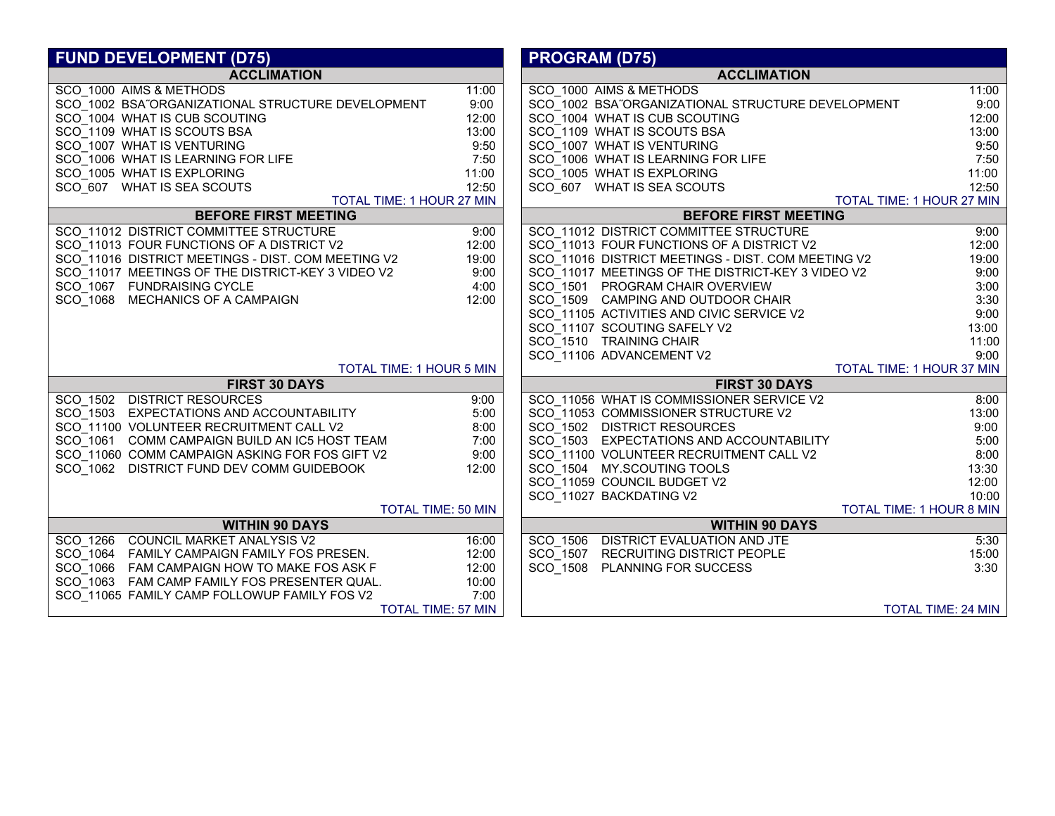## FUND DEVELOPMENT (D75)

### ACCLIMATION

| Course | Time |
|---|---|
| SCO_1000 AIMS & METHODS | 11:00 |
| SCO_1002 BSA´ORGANIZATIONAL STRUCTURE DEVELOPMENT | 9:00 |
| SCO_1004 WHAT IS CUB SCOUTING | 12:00 |
| SCO_1109 WHAT IS SCOUTS BSA | 13:00 |
| SCO_1007 WHAT IS VENTURING | 9:50 |
| SCO_1006 WHAT IS LEARNING FOR LIFE | 7:50 |
| SCO_1005 WHAT IS EXPLORING | 11:00 |
| SCO_607 WHAT IS SEA SCOUTS | 12:50 |
| TOTAL TIME: 1 HOUR 27 MIN | |

### BEFORE FIRST MEETING

| Course | Time |
|---|---|
| SCO_11012 DISTRICT COMMITTEE STRUCTURE | 9:00 |
| SCO_11013 FOUR FUNCTIONS OF A DISTRICT V2 | 12:00 |
| SCO_11016 DISTRICT MEETINGS - DIST. COM MEETING V2 | 19:00 |
| SCO_11017 MEETINGS OF THE DISTRICT-KEY 3 VIDEO V2 | 9:00 |
| SCO_1067 FUNDRAISING CYCLE | 4:00 |
| SCO_1068 MECHANICS OF A CAMPAIGN | 12:00 |
| TOTAL TIME: 1 HOUR 5 MIN | |

### FIRST 30 DAYS

| Course | Time |
|---|---|
| SCO_1502 DISTRICT RESOURCES | 9:00 |
| SCO_1503 EXPECTATIONS AND ACCOUNTABILITY | 5:00 |
| SCO_11100 VOLUNTEER RECRUITMENT CALL V2 | 8:00 |
| SCO_1061 COMM CAMPAIGN BUILD AN IC5 HOST TEAM | 7:00 |
| SCO_11060 COMM CAMPAIGN ASKING FOR FOS GIFT V2 | 9:00 |
| SCO_1062 DISTRICT FUND DEV COMM GUIDEBOOK | 12:00 |
| TOTAL TIME: 50 MIN | |

### WITHIN 90 DAYS

| Course | Time |
|---|---|
| SCO_1266 COUNCIL MARKET ANALYSIS V2 | 16:00 |
| SCO_1064 FAMILY CAMPAIGN FAMILY FOS PRESEN. | 12:00 |
| SCO_1066 FAM CAMPAIGN HOW TO MAKE FOS ASK F | 12:00 |
| SCO_1063 FAM CAMP FAMILY FOS PRESENTER QUAL. | 10:00 |
| SCO_11065 FAMILY CAMP FOLLOWUP FAMILY FOS V2 | 7:00 |
| TOTAL TIME: 57 MIN | |

## PROGRAM (D75)

### ACCLIMATION

| Course | Time |
|---|---|
| SCO_1000 AIMS & METHODS | 11:00 |
| SCO_1002 BSA´ORGANIZATIONAL STRUCTURE DEVELOPMENT | 9:00 |
| SCO_1004 WHAT IS CUB SCOUTING | 12:00 |
| SCO_1109 WHAT IS SCOUTS BSA | 13:00 |
| SCO_1007 WHAT IS VENTURING | 9:50 |
| SCO_1006 WHAT IS LEARNING FOR LIFE | 7:50 |
| SCO_1005 WHAT IS EXPLORING | 11:00 |
| SCO_607 WHAT IS SEA SCOUTS | 12:50 |
| TOTAL TIME: 1 HOUR 27 MIN | |

### BEFORE FIRST MEETING

| Course | Time |
|---|---|
| SCO_11012 DISTRICT COMMITTEE STRUCTURE | 9:00 |
| SCO_11013 FOUR FUNCTIONS OF A DISTRICT V2 | 12:00 |
| SCO_11016 DISTRICT MEETINGS - DIST. COM MEETING V2 | 19:00 |
| SCO_11017 MEETINGS OF THE DISTRICT-KEY 3 VIDEO V2 | 9:00 |
| SCO_1501 PROGRAM CHAIR OVERVIEW | 3:00 |
| SCO_1509 CAMPING AND OUTDOOR CHAIR | 3:30 |
| SCO_11105 ACTIVITIES AND CIVIC SERVICE V2 | 9:00 |
| SCO_11107 SCOUTING SAFELY V2 | 13:00 |
| SCO_1510 TRAINING CHAIR | 11:00 |
| SCO_11106 ADVANCEMENT V2 | 9:00 |
| TOTAL TIME: 1 HOUR 37 MIN | |

### FIRST 30 DAYS

| Course | Time |
|---|---|
| SCO_11056 WHAT IS COMMISSIONER SERVICE V2 | 8:00 |
| SCO_11053 COMMISSIONER STRUCTURE V2 | 13:00 |
| SCO_1502 DISTRICT RESOURCES | 9:00 |
| SCO_1503 EXPECTATIONS AND ACCOUNTABILITY | 5:00 |
| SCO_11100 VOLUNTEER RECRUITMENT CALL V2 | 8:00 |
| SCO_1504 MY.SCOUTING TOOLS | 13:30 |
| SCO_11059 COUNCIL BUDGET V2 | 12:00 |
| SCO_11027 BACKDATING V2 | 10:00 |
| TOTAL TIME: 1 HOUR 8 MIN | |

### WITHIN 90 DAYS

| Course | Time |
|---|---|
| SCO_1506 DISTRICT EVALUATION AND JTE | 5:30 |
| SCO_1507 RECRUITING DISTRICT PEOPLE | 15:00 |
| SCO_1508 PLANNING FOR SUCCESS | 3:30 |
| TOTAL TIME: 24 MIN | |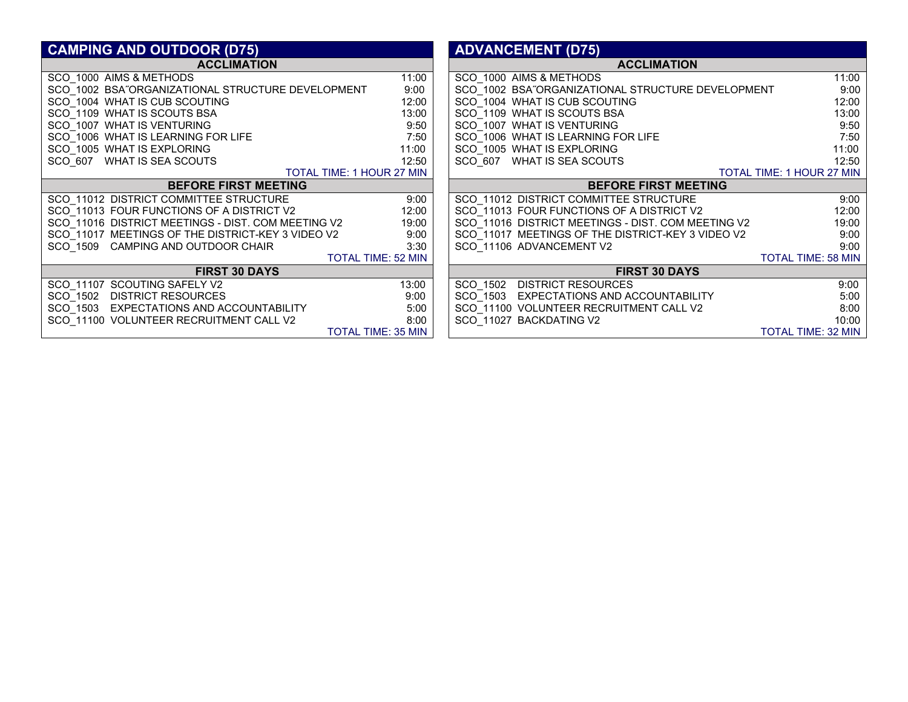## CAMPING AND OUTDOOR (D75)

| ACCLIMATION | |
|---|---|
| SCO_1000 AIMS & METHODS | 11:00 |
| SCO_1002 BSA˝ORGANIZATIONAL STRUCTURE DEVELOPMENT | 9:00 |
| SCO_1004 WHAT IS CUB SCOUTING | 12:00 |
| SCO_1109 WHAT IS SCOUTS BSA | 13:00 |
| SCO_1007 WHAT IS VENTURING | 9:50 |
| SCO_1006 WHAT IS LEARNING FOR LIFE | 7:50 |
| SCO_1005 WHAT IS EXPLORING | 11:00 |
| SCO_607 WHAT IS SEA SCOUTS | 12:50 |
| | TOTAL TIME: 1 HOUR 27 MIN |

| BEFORE FIRST MEETING | |
|---|---|
| SCO_11012 DISTRICT COMMITTEE STRUCTURE | 9:00 |
| SCO_11013 FOUR FUNCTIONS OF A DISTRICT V2 | 12:00 |
| SCO_11016 DISTRICT MEETINGS - DIST. COM MEETING V2 | 19:00 |
| SCO_11017 MEETINGS OF THE DISTRICT-KEY 3 VIDEO V2 | 9:00 |
| SCO_1509 CAMPING AND OUTDOOR CHAIR | 3:30 |
| | TOTAL TIME: 52 MIN |

| FIRST 30 DAYS | |
|---|---|
| SCO_11107 SCOUTING SAFELY V2 | 13:00 |
| SCO_1502 DISTRICT RESOURCES | 9:00 |
| SCO_1503 EXPECTATIONS AND ACCOUNTABILITY | 5:00 |
| SCO_11100 VOLUNTEER RECRUITMENT CALL V2 | 8:00 |
| | TOTAL TIME: 35 MIN |

## ADVANCEMENT (D75)

| ACCLIMATION | |
|---|---|
| SCO_1000 AIMS & METHODS | 11:00 |
| SCO_1002 BSA˝ORGANIZATIONAL STRUCTURE DEVELOPMENT | 9:00 |
| SCO_1004 WHAT IS CUB SCOUTING | 12:00 |
| SCO_1109 WHAT IS SCOUTS BSA | 13:00 |
| SCO_1007 WHAT IS VENTURING | 9:50 |
| SCO_1006 WHAT IS LEARNING FOR LIFE | 7:50 |
| SCO_1005 WHAT IS EXPLORING | 11:00 |
| SCO_607 WHAT IS SEA SCOUTS | 12:50 |
| | TOTAL TIME: 1 HOUR 27 MIN |

| BEFORE FIRST MEETING | |
|---|---|
| SCO_11012 DISTRICT COMMITTEE STRUCTURE | 9:00 |
| SCO_11013 FOUR FUNCTIONS OF A DISTRICT V2 | 12:00 |
| SCO_11016 DISTRICT MEETINGS - DIST. COM MEETING V2 | 19:00 |
| SCO_11017 MEETINGS OF THE DISTRICT-KEY 3 VIDEO V2 | 9:00 |
| SCO_11106 ADVANCEMENT V2 | 9:00 |
| | TOTAL TIME: 58 MIN |

| FIRST 30 DAYS | |
|---|---|
| SCO_1502 DISTRICT RESOURCES | 9:00 |
| SCO_1503 EXPECTATIONS AND ACCOUNTABILITY | 5:00 |
| SCO_11100 VOLUNTEER RECRUITMENT CALL V2 | 8:00 |
| SCO_11027 BACKDATING V2 | 10:00 |
| | TOTAL TIME: 32 MIN |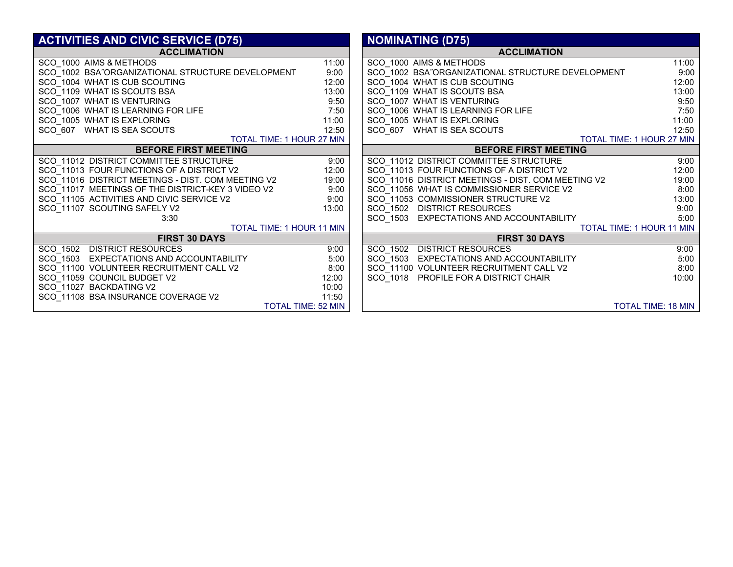## ACTIVITIES AND CIVIC SERVICE (D75)

| ACCLIMATION | |
|---|---|
| SCO_1000 AIMS & METHODS | 11:00 |
| SCO_1002 BSA˝ORGANIZATIONAL STRUCTURE DEVELOPMENT | 9:00 |
| SCO_1004 WHAT IS CUB SCOUTING | 12:00 |
| SCO_1109 WHAT IS SCOUTS BSA | 13:00 |
| SCO_1007 WHAT IS VENTURING | 9:50 |
| SCO_1006 WHAT IS LEARNING FOR LIFE | 7:50 |
| SCO_1005 WHAT IS EXPLORING | 11:00 |
| SCO_607 WHAT IS SEA SCOUTS | 12:50 |
| | TOTAL TIME: 1 HOUR 27 MIN |

| BEFORE FIRST MEETING | |
|---|---|
| SCO_11012 DISTRICT COMMITTEE STRUCTURE | 9:00 |
| SCO_11013 FOUR FUNCTIONS OF A DISTRICT V2 | 12:00 |
| SCO_11016 DISTRICT MEETINGS - DIST. COM MEETING V2 | 19:00 |
| SCO_11017 MEETINGS OF THE DISTRICT-KEY 3 VIDEO V2 | 9:00 |
| SCO_11105 ACTIVITIES AND CIVIC SERVICE V2 | 9:00 |
| SCO_11107 SCOUTING SAFELY V2 | 13:00 |
| 3:30 | |
| | TOTAL TIME: 1 HOUR 11 MIN |

| FIRST 30 DAYS | |
|---|---|
| SCO_1502 DISTRICT RESOURCES | 9:00 |
| SCO_1503 EXPECTATIONS AND ACCOUNTABILITY | 5:00 |
| SCO_11100 VOLUNTEER RECRUITMENT CALL V2 | 8:00 |
| SCO_11059 COUNCIL BUDGET V2 | 12:00 |
| SCO_11027 BACKDATING V2 | 10:00 |
| SCO_11108 BSA INSURANCE COVERAGE V2 | 11:50 |
| | TOTAL TIME: 52 MIN |

## NOMINATING (D75)

| ACCLIMATION | |
|---|---|
| SCO_1000 AIMS & METHODS | 11:00 |
| SCO_1002 BSA˝ORGANIZATIONAL STRUCTURE DEVELOPMENT | 9:00 |
| SCO_1004 WHAT IS CUB SCOUTING | 12:00 |
| SCO_1109 WHAT IS SCOUTS BSA | 13:00 |
| SCO_1007 WHAT IS VENTURING | 9:50 |
| SCO_1006 WHAT IS LEARNING FOR LIFE | 7:50 |
| SCO_1005 WHAT IS EXPLORING | 11:00 |
| SCO_607 WHAT IS SEA SCOUTS | 12:50 |
| | TOTAL TIME: 1 HOUR 27 MIN |

| BEFORE FIRST MEETING | |
|---|---|
| SCO_11012 DISTRICT COMMITTEE STRUCTURE | 9:00 |
| SCO_11013 FOUR FUNCTIONS OF A DISTRICT V2 | 12:00 |
| SCO_11016 DISTRICT MEETINGS - DIST. COM MEETING V2 | 19:00 |
| SCO_11056 WHAT IS COMMISSIONER SERVICE V2 | 8:00 |
| SCO_11053 COMMISSIONER STRUCTURE V2 | 13:00 |
| SCO_1502 DISTRICT RESOURCES | 9:00 |
| SCO_1503 EXPECTATIONS AND ACCOUNTABILITY | 5:00 |
| | TOTAL TIME: 1 HOUR 11 MIN |

| FIRST 30 DAYS | |
|---|---|
| SCO_1502 DISTRICT RESOURCES | 9:00 |
| SCO_1503 EXPECTATIONS AND ACCOUNTABILITY | 5:00 |
| SCO_11100 VOLUNTEER RECRUITMENT CALL V2 | 8:00 |
| SCO_1018 PROFILE FOR A DISTRICT CHAIR | 10:00 |
| | TOTAL TIME: 18 MIN |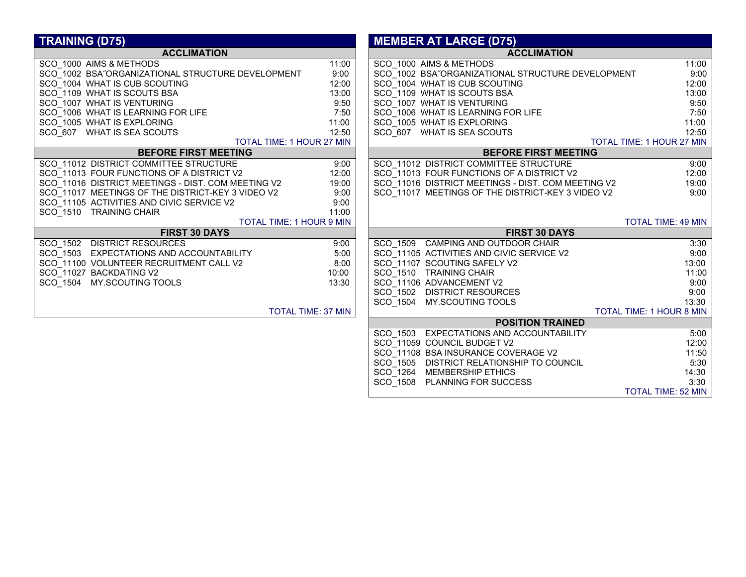## TRAINING (D75)

### ACCLIMATION

| Course | Time |
|---|---|
| SCO_1000 AIMS & METHODS | 11:00 |
| SCO_1002 BSA˝ORGANIZATIONAL STRUCTURE DEVELOPMENT | 9:00 |
| SCO_1004 WHAT IS CUB SCOUTING | 12:00 |
| SCO_1109 WHAT IS SCOUTS BSA | 13:00 |
| SCO_1007 WHAT IS VENTURING | 9:50 |
| SCO_1006 WHAT IS LEARNING FOR LIFE | 7:50 |
| SCO_1005 WHAT IS EXPLORING | 11:00 |
| SCO_607 WHAT IS SEA SCOUTS | 12:50 |
| | TOTAL TIME: 1 HOUR 27 MIN |

### BEFORE FIRST MEETING

| Course | Time |
|---|---|
| SCO_11012 DISTRICT COMMITTEE STRUCTURE | 9:00 |
| SCO_11013 FOUR FUNCTIONS OF A DISTRICT V2 | 12:00 |
| SCO_11016 DISTRICT MEETINGS - DIST. COM MEETING V2 | 19:00 |
| SCO_11017 MEETINGS OF THE DISTRICT-KEY 3 VIDEO V2 | 9:00 |
| SCO_11105 ACTIVITIES AND CIVIC SERVICE V2 | 9:00 |
| SCO_1510 TRAINING CHAIR | 11:00 |
| | TOTAL TIME: 1 HOUR 9 MIN |

### FIRST 30 DAYS

| Course | Time |
|---|---|
| SCO_1502 DISTRICT RESOURCES | 9:00 |
| SCO_1503 EXPECTATIONS AND ACCOUNTABILITY | 5:00 |
| SCO_11100 VOLUNTEER RECRUITMENT CALL V2 | 8:00 |
| SCO_11027 BACKDATING V2 | 10:00 |
| SCO_1504 MY.SCOUTING TOOLS | 13:30 |
| | TOTAL TIME: 37 MIN |

## MEMBER AT LARGE (D75)

### ACCLIMATION

| Course | Time |
|---|---|
| SCO_1000 AIMS & METHODS | 11:00 |
| SCO_1002 BSA˝ORGANIZATIONAL STRUCTURE DEVELOPMENT | 9:00 |
| SCO_1004 WHAT IS CUB SCOUTING | 12:00 |
| SCO_1109 WHAT IS SCOUTS BSA | 13:00 |
| SCO_1007 WHAT IS VENTURING | 9:50 |
| SCO_1006 WHAT IS LEARNING FOR LIFE | 7:50 |
| SCO_1005 WHAT IS EXPLORING | 11:00 |
| SCO_607 WHAT IS SEA SCOUTS | 12:50 |
| | TOTAL TIME: 1 HOUR 27 MIN |

### BEFORE FIRST MEETING

| Course | Time |
|---|---|
| SCO_11012 DISTRICT COMMITTEE STRUCTURE | 9:00 |
| SCO_11013 FOUR FUNCTIONS OF A DISTRICT V2 | 12:00 |
| SCO_11016 DISTRICT MEETINGS - DIST. COM MEETING V2 | 19:00 |
| SCO_11017 MEETINGS OF THE DISTRICT-KEY 3 VIDEO V2 | 9:00 |
| | TOTAL TIME: 49 MIN |

### FIRST 30 DAYS

| Course | Time |
|---|---|
| SCO_1509 CAMPING AND OUTDOOR CHAIR | 3:30 |
| SCO_11105 ACTIVITIES AND CIVIC SERVICE V2 | 9:00 |
| SCO_11107 SCOUTING SAFELY V2 | 13:00 |
| SCO_1510 TRAINING CHAIR | 11:00 |
| SCO_11106 ADVANCEMENT V2 | 9:00 |
| SCO_1502 DISTRICT RESOURCES | 9:00 |
| SCO_1504 MY.SCOUTING TOOLS | 13:30 |
| | TOTAL TIME: 1 HOUR 8 MIN |

### POSITION TRAINED

| Course | Time |
|---|---|
| SCO_1503 EXPECTATIONS AND ACCOUNTABILITY | 5:00 |
| SCO_11059 COUNCIL BUDGET V2 | 12:00 |
| SCO_11108 BSA INSURANCE COVERAGE V2 | 11:50 |
| SCO_1505 DISTRICT RELATIONSHIP TO COUNCIL | 5:30 |
| SCO_1264 MEMBERSHIP ETHICS | 14:30 |
| SCO_1508 PLANNING FOR SUCCESS | 3:30 |
| | TOTAL TIME: 52 MIN |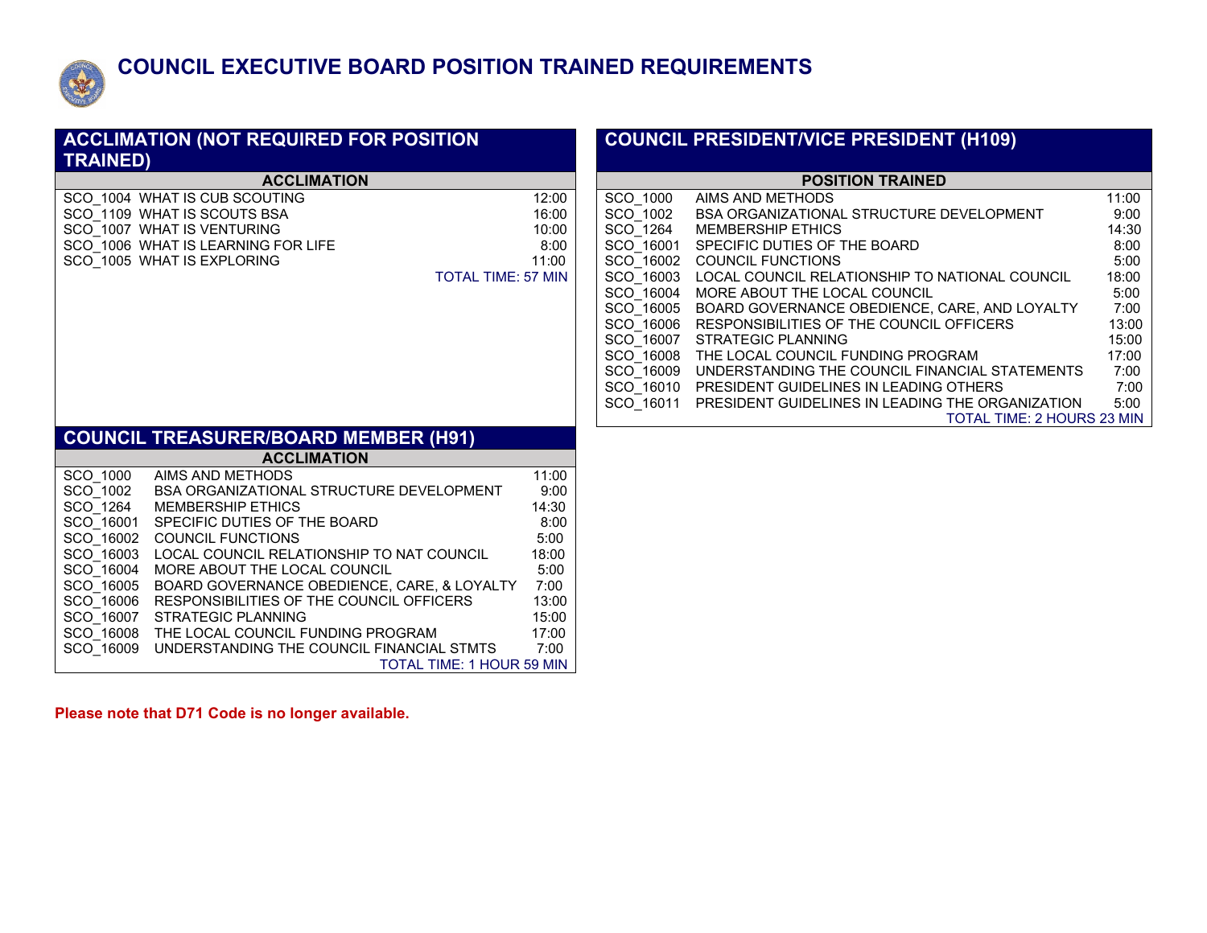# COUNCIL EXECUTIVE BOARD POSITION TRAINED REQUIREMENTS

## ACCLIMATION (NOT REQUIRED FOR POSITION TRAINED)

| ACCLIMATION | | |
|---|---|---|
| SCO_1004 | WHAT IS CUB SCOUTING | 12:00 |
| SCO_1109 | WHAT IS SCOUTS BSA | 16:00 |
| SCO_1007 | WHAT IS VENTURING | 10:00 |
| SCO_1006 | WHAT IS LEARNING FOR LIFE | 8:00 |
| SCO_1005 | WHAT IS EXPLORING | 11:00 |
| | | TOTAL TIME: 57 MIN |

## COUNCIL TREASURER/BOARD MEMBER (H91)

| ACCLIMATION | | |
|---|---|---|
| SCO_1000 | AIMS AND METHODS | 11:00 |
| SCO_1002 | BSA ORGANIZATIONAL STRUCTURE DEVELOPMENT | 9:00 |
| SCO_1264 | MEMBERSHIP ETHICS | 14:30 |
| SCO_16001 | SPECIFIC DUTIES OF THE BOARD | 8:00 |
| SCO_16002 | COUNCIL FUNCTIONS | 5:00 |
| SCO_16003 | LOCAL COUNCIL RELATIONSHIP TO NAT COUNCIL | 18:00 |
| SCO_16004 | MORE ABOUT THE LOCAL COUNCIL | 5:00 |
| SCO_16005 | BOARD GOVERNANCE OBEDIENCE, CARE, & LOYALTY | 7:00 |
| SCO_16006 | RESPONSIBILITIES OF THE COUNCIL OFFICERS | 13:00 |
| SCO_16007 | STRATEGIC PLANNING | 15:00 |
| SCO_16008 | THE LOCAL COUNCIL FUNDING PROGRAM | 17:00 |
| SCO_16009 | UNDERSTANDING THE COUNCIL FINANCIAL STMTS | 7:00 |
| | | TOTAL TIME: 1 HOUR 59 MIN |

## COUNCIL PRESIDENT/VICE PRESIDENT (H109)

| POSITION TRAINED | | |
|---|---|---|
| SCO_1000 | AIMS AND METHODS | 11:00 |
| SCO_1002 | BSA ORGANIZATIONAL STRUCTURE DEVELOPMENT | 9:00 |
| SCO_1264 | MEMBERSHIP ETHICS | 14:30 |
| SCO_16001 | SPECIFIC DUTIES OF THE BOARD | 8:00 |
| SCO_16002 | COUNCIL FUNCTIONS | 5:00 |
| SCO_16003 | LOCAL COUNCIL RELATIONSHIP TO NATIONAL COUNCIL | 18:00 |
| SCO_16004 | MORE ABOUT THE LOCAL COUNCIL | 5:00 |
| SCO_16005 | BOARD GOVERNANCE OBEDIENCE, CARE, AND LOYALTY | 7:00 |
| SCO_16006 | RESPONSIBILITIES OF THE COUNCIL OFFICERS | 13:00 |
| SCO_16007 | STRATEGIC PLANNING | 15:00 |
| SCO_16008 | THE LOCAL COUNCIL FUNDING PROGRAM | 17:00 |
| SCO_16009 | UNDERSTANDING THE COUNCIL FINANCIAL STATEMENTS | 7:00 |
| SCO_16010 | PRESIDENT GUIDELINES IN LEADING OTHERS | 7:00 |
| SCO_16011 | PRESIDENT GUIDELINES IN LEADING THE ORGANIZATION | 5:00 |
| | | TOTAL TIME: 2 HOURS 23 MIN |

**Please note that D71 Code is no longer available.**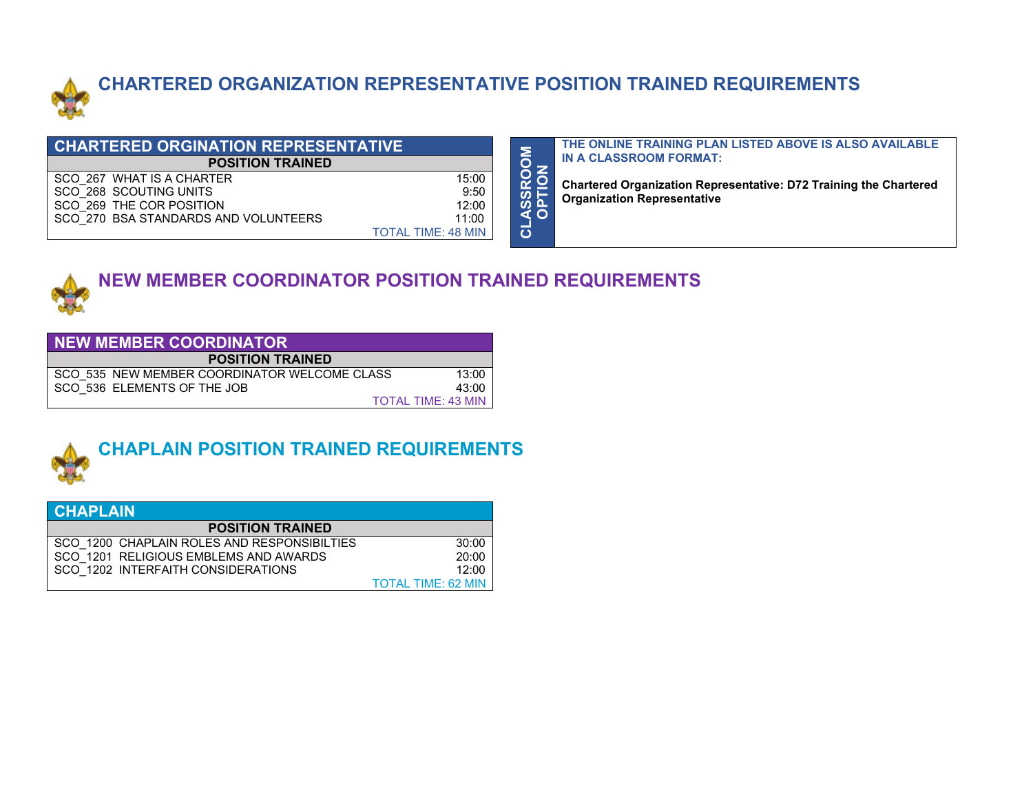## CHARTERED ORGANIZATION REPRESENTATIVE POSITION TRAINED REQUIREMENTS

| CHARTERED ORGINATION REPRESENTATIVE | |
|---|---|
| **POSITION TRAINED** | |
| SCO_267 WHAT IS A CHARTER | 15:00 |
| SCO_268 SCOUTING UNITS | 9:50 |
| SCO_269 THE COR POSITION | 12:00 |
| SCO_270 BSA STANDARDS AND VOLUNTEERS | 11:00 |
| | TOTAL TIME: 48 MIN |

**CLASSROOM OPTION**

**THE ONLINE TRAINING PLAN LISTED ABOVE IS ALSO AVAILABLE IN A CLASSROOM FORMAT:**

**Chartered Organization Representative: D72 Training the Chartered Organization Representative**

## NEW MEMBER COORDINATOR POSITION TRAINED REQUIREMENTS

| NEW MEMBER COORDINATOR | |
|---|---|
| **POSITION TRAINED** | |
| SCO_535 NEW MEMBER COORDINATOR WELCOME CLASS | 13:00 |
| SCO_536 ELEMENTS OF THE JOB | 43:00 |
| | TOTAL TIME: 43 MIN |

## CHAPLAIN POSITION TRAINED REQUIREMENTS

| CHAPLAIN | |
|---|---|
| **POSITION TRAINED** | |
| SCO_1200 CHAPLAIN ROLES AND RESPONSIBILTIES | 30:00 |
| SCO_1201 RELIGIOUS EMBLEMS AND AWARDS | 20:00 |
| SCO_1202 INTERFAITH CONSIDERATIONS | 12:00 |
| | TOTAL TIME: 62 MIN |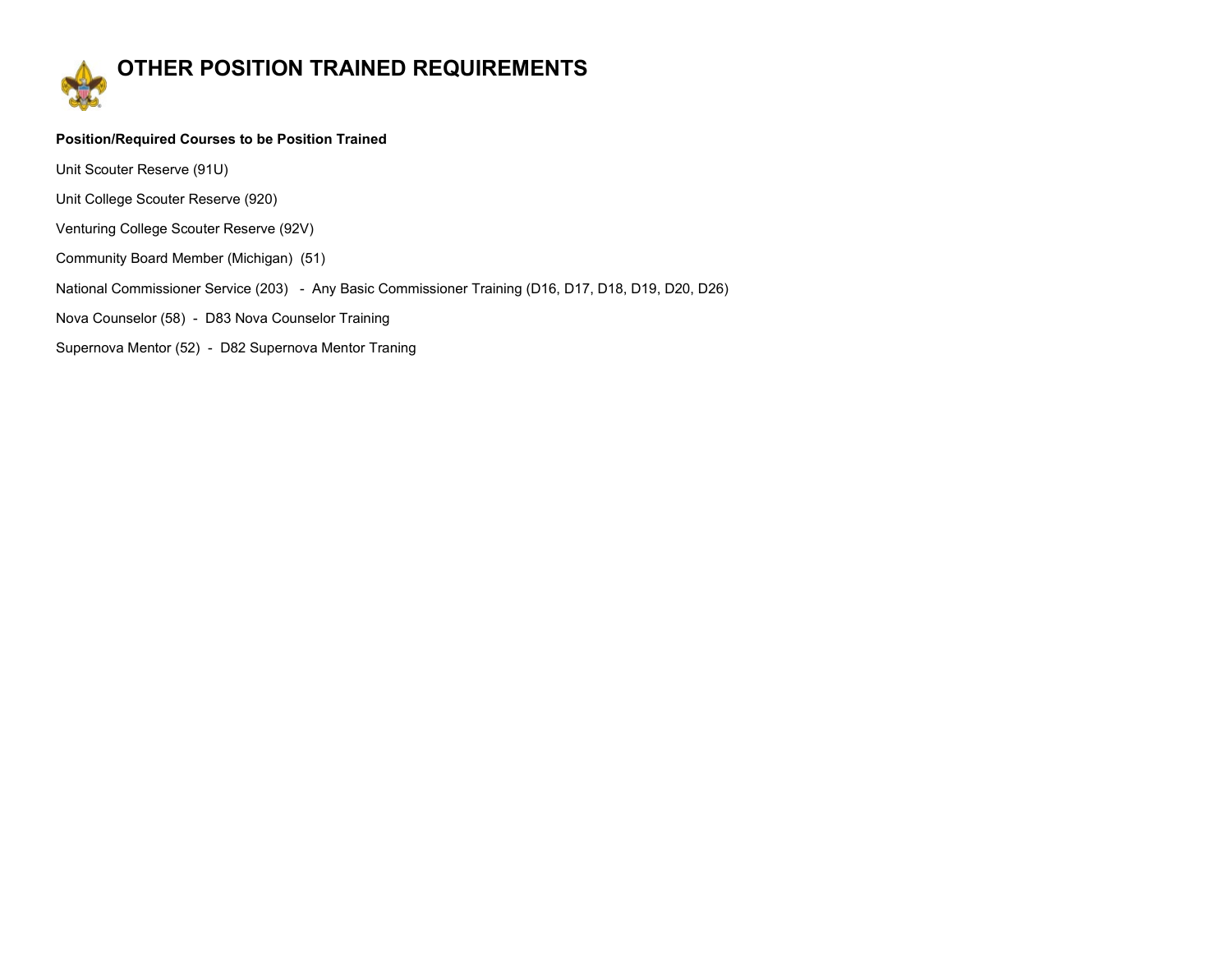# OTHER POSITION TRAINED REQUIREMENTS

**Position/Required Courses to be Position Trained**

Unit Scouter Reserve (91U)

Unit College Scouter Reserve (920)

Venturing College Scouter Reserve (92V)

Community Board Member (Michigan) (51)

National Commissioner Service (203) - Any Basic Commissioner Training (D16, D17, D18, D19, D20, D26)

Nova Counselor (58) - D83 Nova Counselor Training

Supernova Mentor (52) - D82 Supernova Mentor Traning